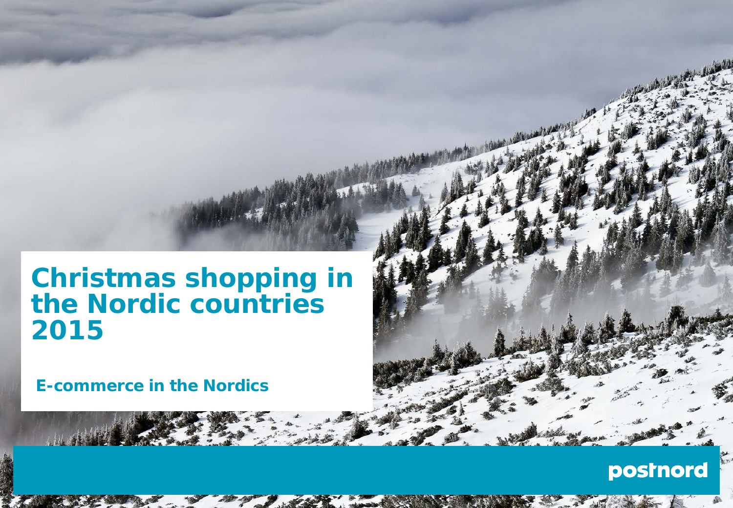# Christmas shopping in the Nordic countries 2015

## E-commerce in the Nordics

postnord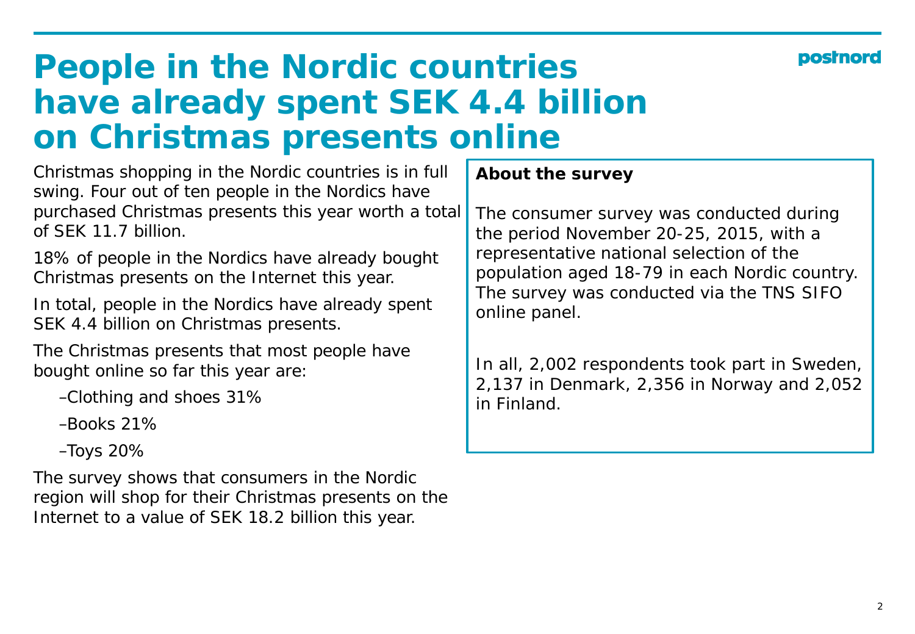# People in the Nordic countries have already spent SEK 4.4 billion on Christmas presents online

Christmas shopping in the Nordic countries is in full swing. Four out of ten people in the Nordics have purchased Christmas presents this year worth a total of SEK 11.7 billion.

18% of people in the Nordics have already bought Christmas presents on the Internet this year.

In total, people in the Nordics have already spent SEK 4.4 billion on Christmas presents.

The Christmas presents that most people have bought online so far this year are:

- Clothing and shoes 31%
- Books 21%
- Toys 20%

The survey shows that consumers in the Nordic region will shop for their Christmas presents on the Internet to a value of SEK 18.2 billion this year.

**About the survey**

The consumer survey was conducted during the period November 20-25, 2015, with a representative national selection of the population aged 18-79 in each Nordic country. The survey was conducted via the TNS SIFO online panel.

In all, 2,002 respondents took part in Sweden, 2,137 in Denmark, 2,356 in Norway and 2,052 in Finland.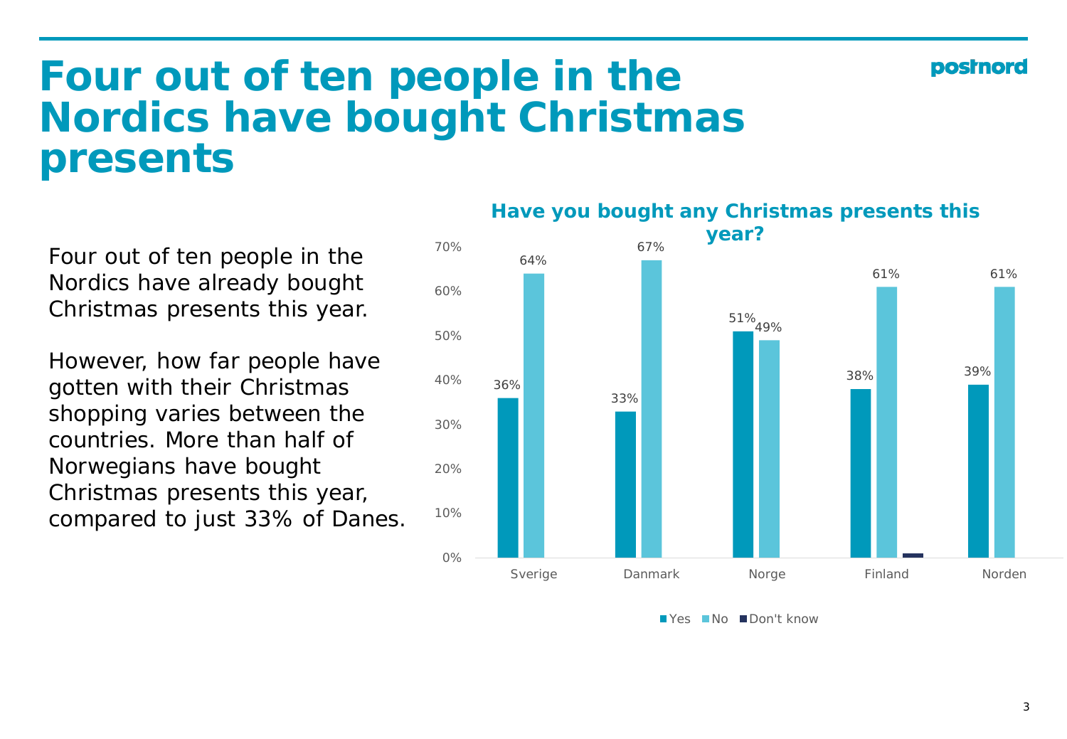# Four out of ten people in the Nordics have bought Christmas presents

Four out of ten people in the Nordics have already bought Christmas presents this year.

However, how far people have gotten with their Christmas shopping varies between the countries. More than half of Norwegians have bought Christmas presents this year, compared to just 33% of Danes.

**Have you bought any Christmas presents this year?**

| | Yes | No | Don't know |
|---|---|---|---|
| Sverige | 36% | 64% | |
| Danmark | 33% | 67% | |
| Norge | 51% | 49% | |
| Finland | 38% | 61% | |
| Norden | 39% | 61% | |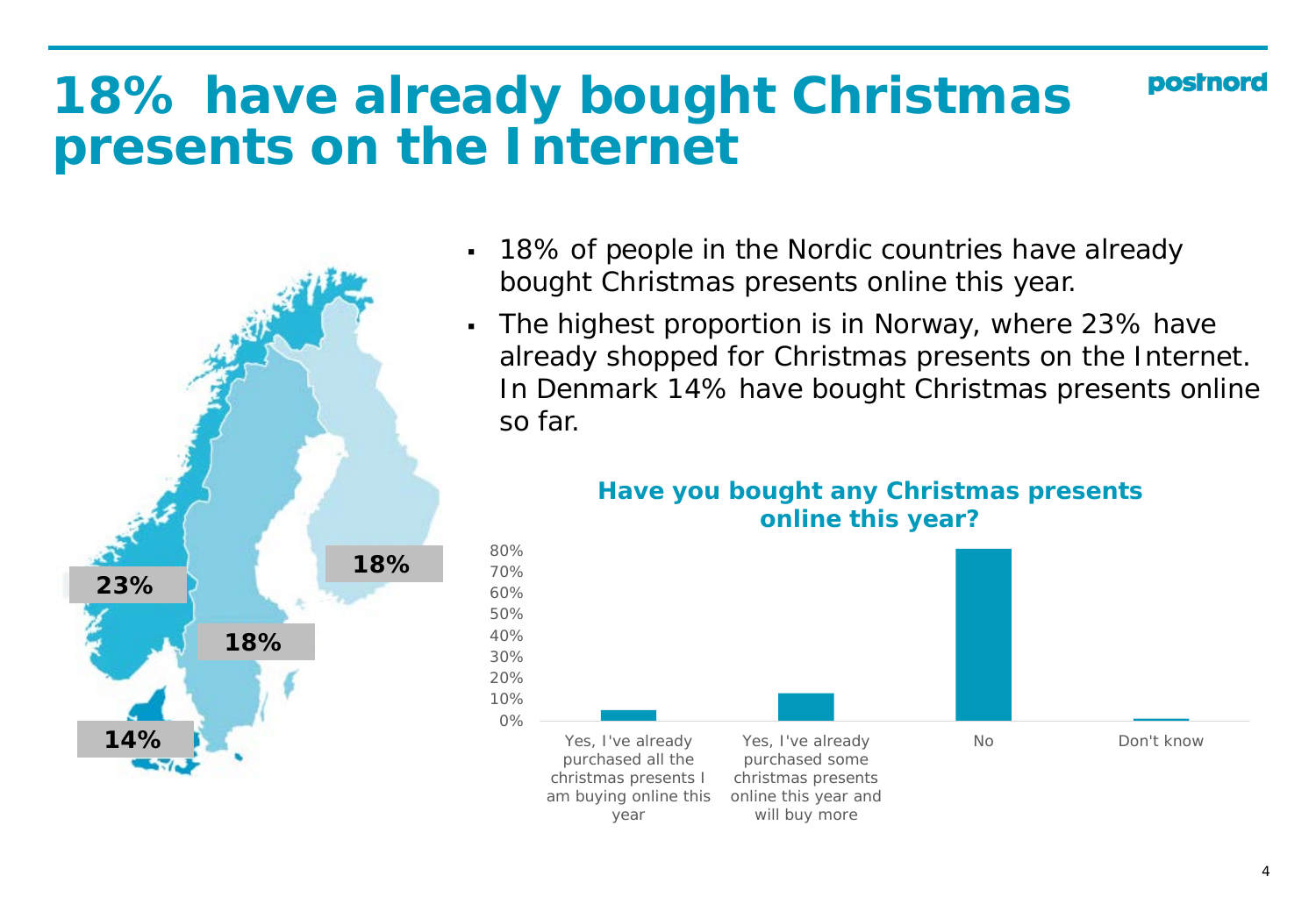# 18% have already bought Christmas presents on the Internet

- 18% of people in the Nordic countries have already bought Christmas presents online this year.
- The highest proportion is in Norway, where 23% have already shopped for Christmas presents on the Internet. In Denmark 14% have bought Christmas presents online so far.

23%

18%

18%

14%

**Have you bought any Christmas presents online this year?**

80%
70%
60%
50%
40%
30%
20%
10%
0%

Yes, I've already purchased all the christmas presents I am buying online this year

Yes, I've already purchased some christmas presents online this year and will buy more

No

Don't know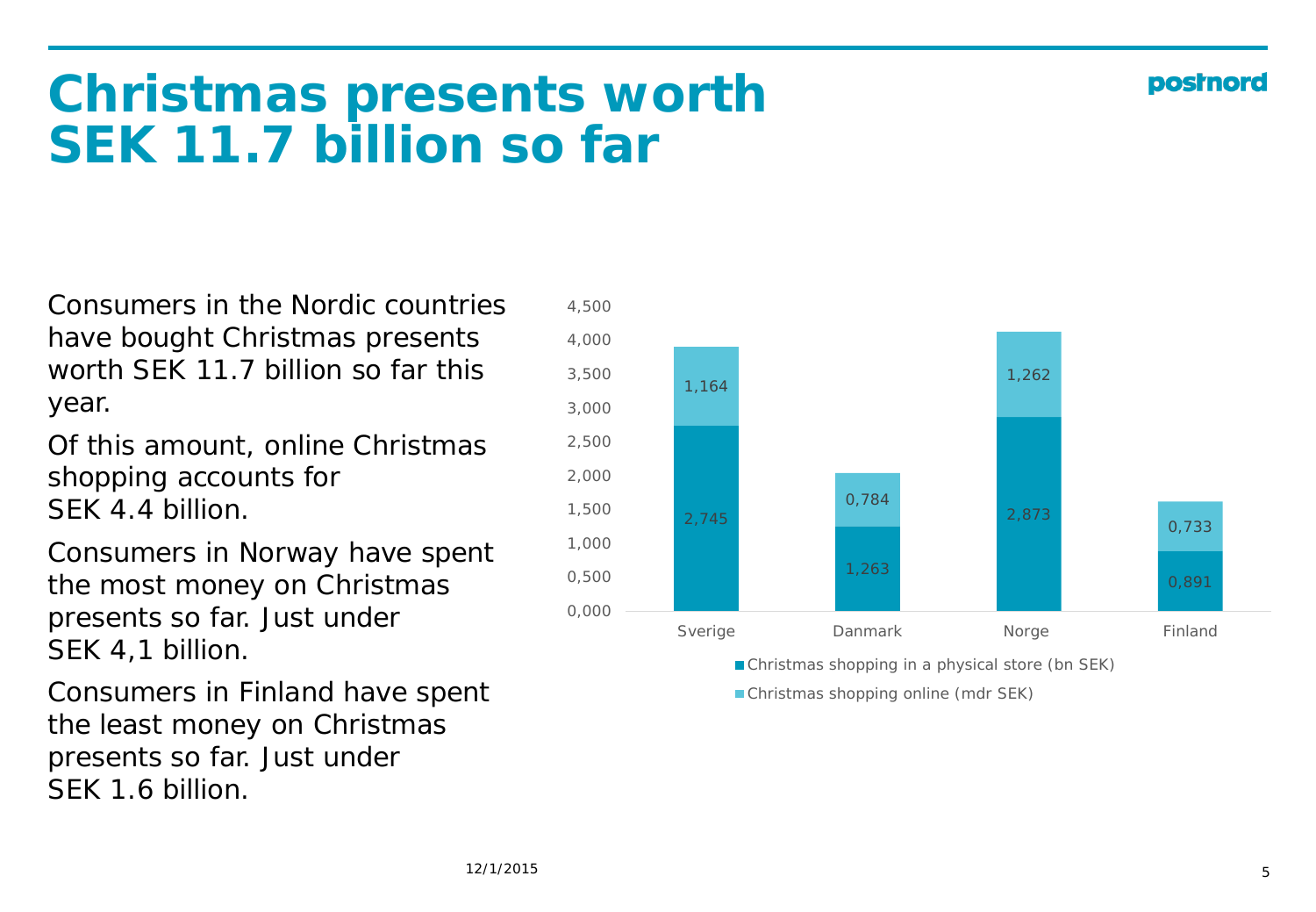# Christmas presents worth SEK 11.7 billion so far

Consumers in the Nordic countries have bought Christmas presents worth SEK 11.7 billion so far this year.

Of this amount, online Christmas shopping accounts for SEK 4.4 billion.

Consumers in Norway have spent the most money on Christmas presents so far. Just under SEK 4,1 billion.

Consumers in Finland have spent the least money on Christmas presents so far. Just under SEK 1.6 billion.

| | Sverige | Danmark | Norge | Finland |
|---|---|---|---|---|
| Christmas shopping in a physical store (bn SEK) | 2,745 | 1,263 | 2,873 | 0,891 |
| Christmas shopping online (mdr SEK) | 1,164 | 0,784 | 1,262 | 0,733 |

12/1/2015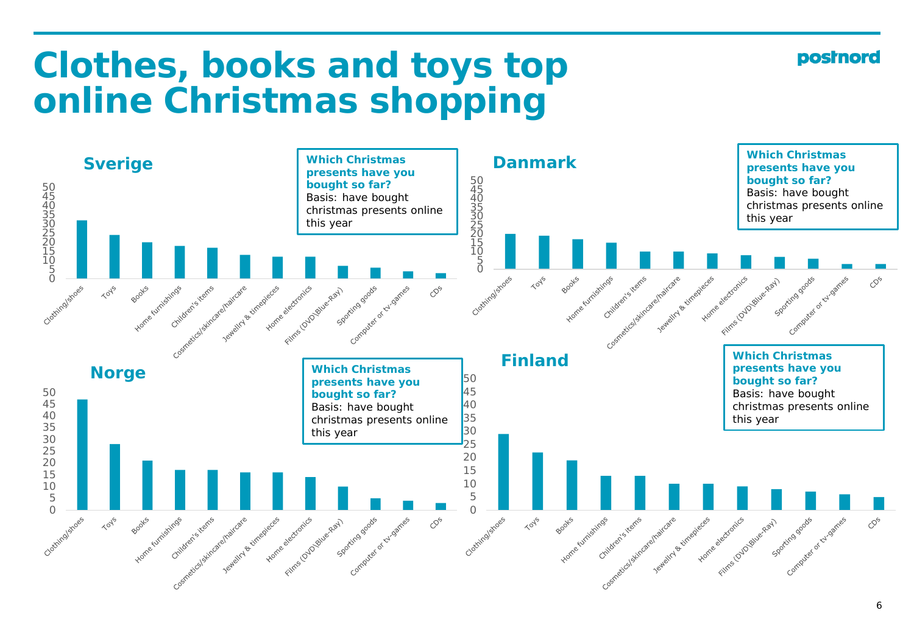# Clothes, books and toys top online Christmas shopping

## Sverige

**Which Christmas presents have you bought so far?**
Basis: have bought christmas presents online this year

| Category | % |
|---|---|
| Clothing/shoes | 32 |
| Toys | 24 |
| Books | 20 |
| Home furnishings | 18 |
| Children's items | 17 |
| Cosmetics/skincare/haircare | 13 |
| Jewellry & timepieces | 12 |
| Home electronics | 12 |
| Films (DVD\Blue-Ray) | 7 |
| Sporting goods | 6 |
| Computer or tv-games | 4 |
| CDs | 3 |

## Danmark

**Which Christmas presents have you bought so far?**
Basis: have bought christmas presents online this year

| Category | % |
|---|---|
| Clothing/shoes | 20 |
| Toys | 19 |
| Books | 17 |
| Home furnishings | 15 |
| Children's items | 10 |
| Cosmetics/skincare/haircare | 10 |
| Jewellry & timepieces | 9 |
| Home electronics | 8 |
| Films (DVD\Blue-Ray) | 7 |
| Sporting goods | 6 |
| Computer or tv-games | 3 |
| CDs | 3 |

## Norge

**Which Christmas presents have you bought so far?**
Basis: have bought christmas presents online this year

| Category | % |
|---|---|
| Clothing/shoes | 47 |
| Toys | 28 |
| Books | 21 |
| Home furnishings | 17 |
| Children's items | 17 |
| Cosmetics/skincare/haircare | 16 |
| Jewellry & timepieces | 16 |
| Home electronics | 14 |
| Films (DVD\Blue-Ray) | 10 |
| Sporting goods | 5 |
| Computer or tv-games | 4 |
| CDs | 3 |

## Finland

**Which Christmas presents have you bought so far?**
Basis: have bought christmas presents online this year

| Category | % |
|---|---|
| Clothing/shoes | 29 |
| Toys | 22 |
| Books | 19 |
| Home furnishings | 13 |
| Children's items | 13 |
| Cosmetics/skincare/haircare | 10 |
| Jewellry & timepieces | 10 |
| Home electronics | 9 |
| Films (DVD\Blue-Ray) | 8 |
| Sporting goods | 7 |
| Computer or tv-games | 6 |
| CDs | 5 |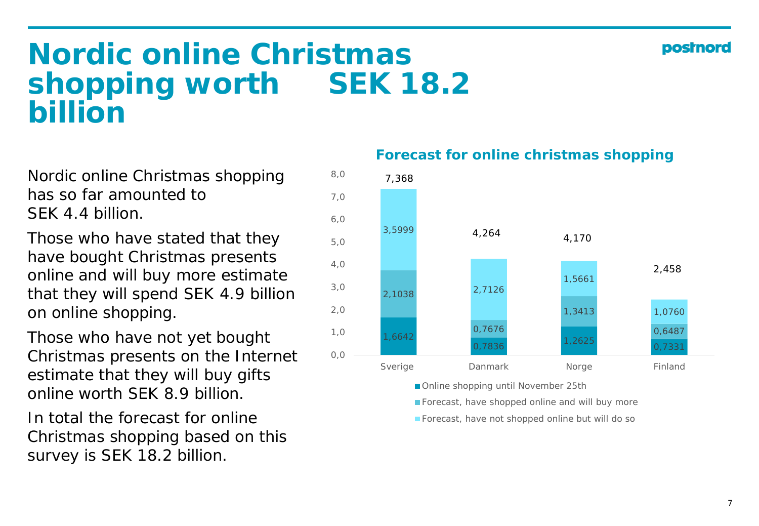# Nordic online Christmas shopping worth SEK 18.2 billion

postnord

Nordic online Christmas shopping has so far amounted to SEK 4.4 billion.

Those who have stated that they have bought Christmas presents online and will buy more estimate that they will spend SEK 4.9 billion on online shopping.

Those who have not yet bought Christmas presents on the Internet estimate that they will buy gifts online worth SEK 8.9 billion.

In total the forecast for online Christmas shopping based on this survey is SEK 18.2 billion.

**Forecast for online christmas shopping**

8,0
7,0
6,0
5,0
4,0
3,0
2,0
1,0
0,0

Sverige: 7,368 — 1,6642 / 2,1038 / 3,5999

Danmark: 4,264 — 0,7836 / 0,7676 / 2,7126

Norge: 4,170 — 1,2625 / 1,3413 / 1,5661

Finland: 2,458 — 0,7331 / 0,6487 / 1,0760

Online shopping until November 25th

Forecast, have shopped online and will buy more

Forecast, have not shopped online but will do so